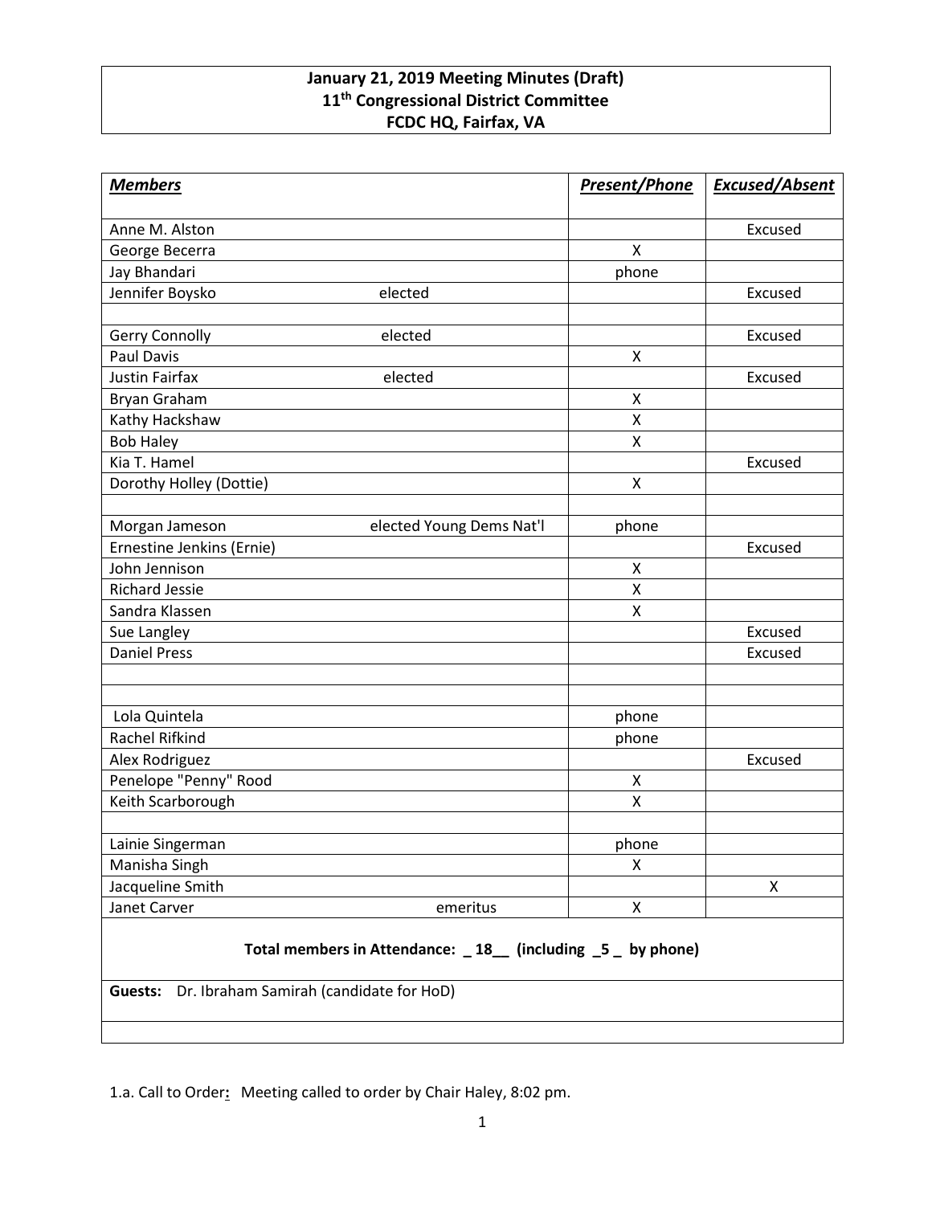**January 21, 2019 Meeting Minutes (Draft)**
**11th Congressional District Committee**
**FCDC HQ, Fairfax, VA**

| ***Members*** | | ***Present/Phone*** | ***Excused/Absent*** |
|---|---|---|---|
| Anne M. Alston | | | Excused |
| George Becerra | | X | |
| Jay Bhandari | | phone | |
| Jennifer Boysko | elected | | Excused |
| | | | |
| Gerry Connolly | elected | | Excused |
| Paul Davis | | X | |
| Justin Fairfax | elected | | Excused |
| Bryan Graham | | X | |
| Kathy Hackshaw | | X | |
| Bob Haley | | X | |
| Kia T. Hamel | | | Excused |
| Dorothy Holley (Dottie) | | X | |
| | | | |
| Morgan Jameson | elected Young Dems Nat'l | phone | |
| Ernestine Jenkins (Ernie) | | | Excused |
| John Jennison | | X | |
| Richard Jessie | | X | |
| Sandra Klassen | | X | |
| Sue Langley | | | Excused |
| Daniel Press | | | Excused |
| | | | |
| | | | |
| Lola Quintela | | phone | |
| Rachel Rifkind | | phone | |
| Alex Rodriguez | | | Excused |
| Penelope "Penny" Rood | | X | |
| Keith Scarborough | | X | |
| | | | |
| Lainie Singerman | | phone | |
| Manisha Singh | | X | |
| Jacqueline Smith | | | X |
| Janet Carver | emeritus | X | |

**Total members in Attendance: _ 18__ (including _5 _ by phone)**

**Guests:** Dr. Ibraham Samirah (candidate for HoD)

1.a. Call to Order**:** Meeting called to order by Chair Haley, 8:02 pm.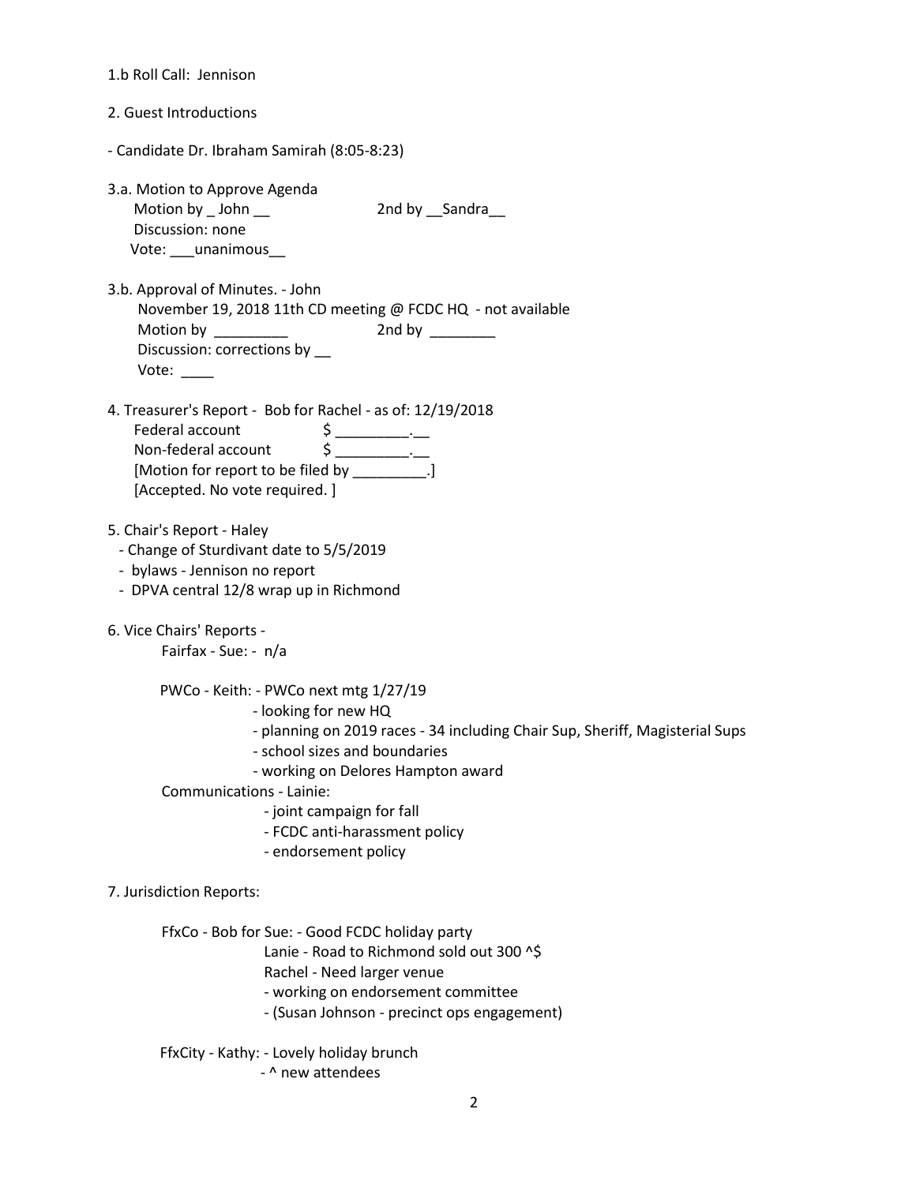1.b Roll Call: Jennison

2. Guest Introductions

- Candidate Dr. Ibraham Samirah (8:05-8:23)

3.a. Motion to Approve Agenda
   Motion by _ John __                    2nd by __Sandra__
   Discussion: none
   Vote: ___unanimous__

3.b. Approval of Minutes. - John
   November 19, 2018 11th CD meeting @ FCDC HQ - not available
   Motion by _________                    2nd by ________
   Discussion: corrections by __
   Vote: ____

4. Treasurer's Report - Bob for Rachel - as of: 12/19/2018
   Federal account              $ _________.__
   Non-federal account          $ _________.__
   [Motion for report to be filed by _________.]
   [Accepted. No vote required. ]

5. Chair's Report - Haley
   - Change of Sturdivant date to 5/5/2019
   - bylaws - Jennison no report
   - DPVA central 12/8 wrap up in Richmond

6. Vice Chairs' Reports -
   Fairfax - Sue: - n/a

   PWCo - Keith: - PWCo next mtg 1/27/19
   - looking for new HQ
   - planning on 2019 races - 34 including Chair Sup, Sheriff, Magisterial Sups
   - school sizes and boundaries
   - working on Delores Hampton award

   Communications - Lainie:
   - joint campaign for fall
   - FCDC anti-harassment policy
   - endorsement policy

7. Jurisdiction Reports:

   FfxCo - Bob for Sue: - Good FCDC holiday party
   Lanie - Road to Richmond sold out 300 ^$
   Rachel - Need larger venue
   - working on endorsement committee
   - (Susan Johnson - precinct ops engagement)

   FfxCity - Kathy: - Lovely holiday brunch
   - ^ new attendees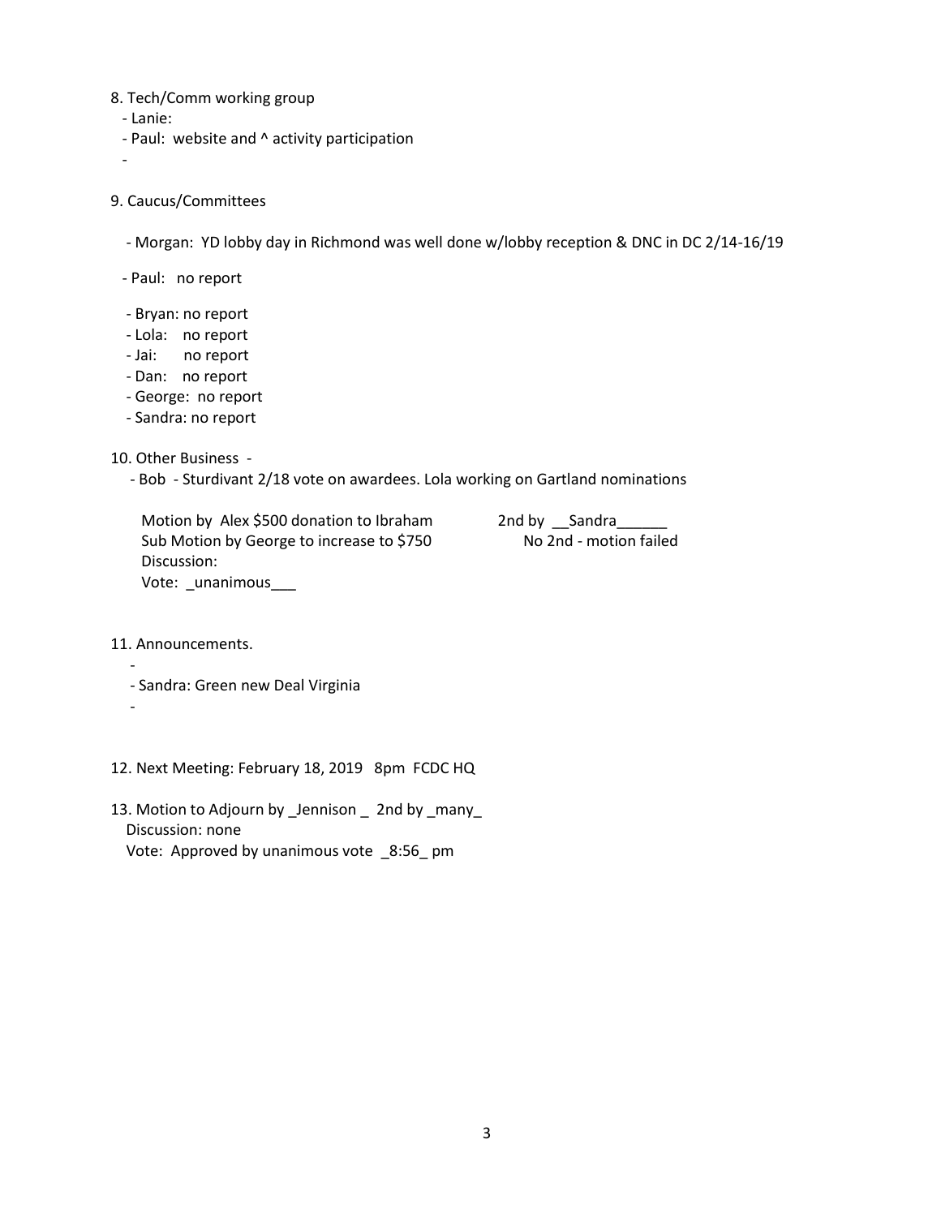8. Tech/Comm working group
   - Lanie:
   - Paul: website and ^ activity participation
   -

9. Caucus/Committees

   - Morgan: YD lobby day in Richmond was well done w/lobby reception & DNC in DC 2/14-16/19

   - Paul: no report

   - Bryan: no report
   - Lola: no report
   - Jai: no report
   - Dan: no report
   - George: no report
   - Sandra: no report

10. Other Business -
    - Bob - Sturdivant 2/18 vote on awardees. Lola working on Gartland nominations

    Motion by Alex $500 donation to Ibraham 2nd by __Sandra______
    Sub Motion by George to increase to $750 No 2nd - motion failed
    Discussion:
    Vote: _unanimous___

11. Announcements.
    -
    - Sandra: Green new Deal Virginia
    -

12. Next Meeting: February 18, 2019 8pm FCDC HQ

13. Motion to Adjourn by _Jennison _ 2nd by _many_
    Discussion: none
    Vote: Approved by unanimous vote _8:56_ pm